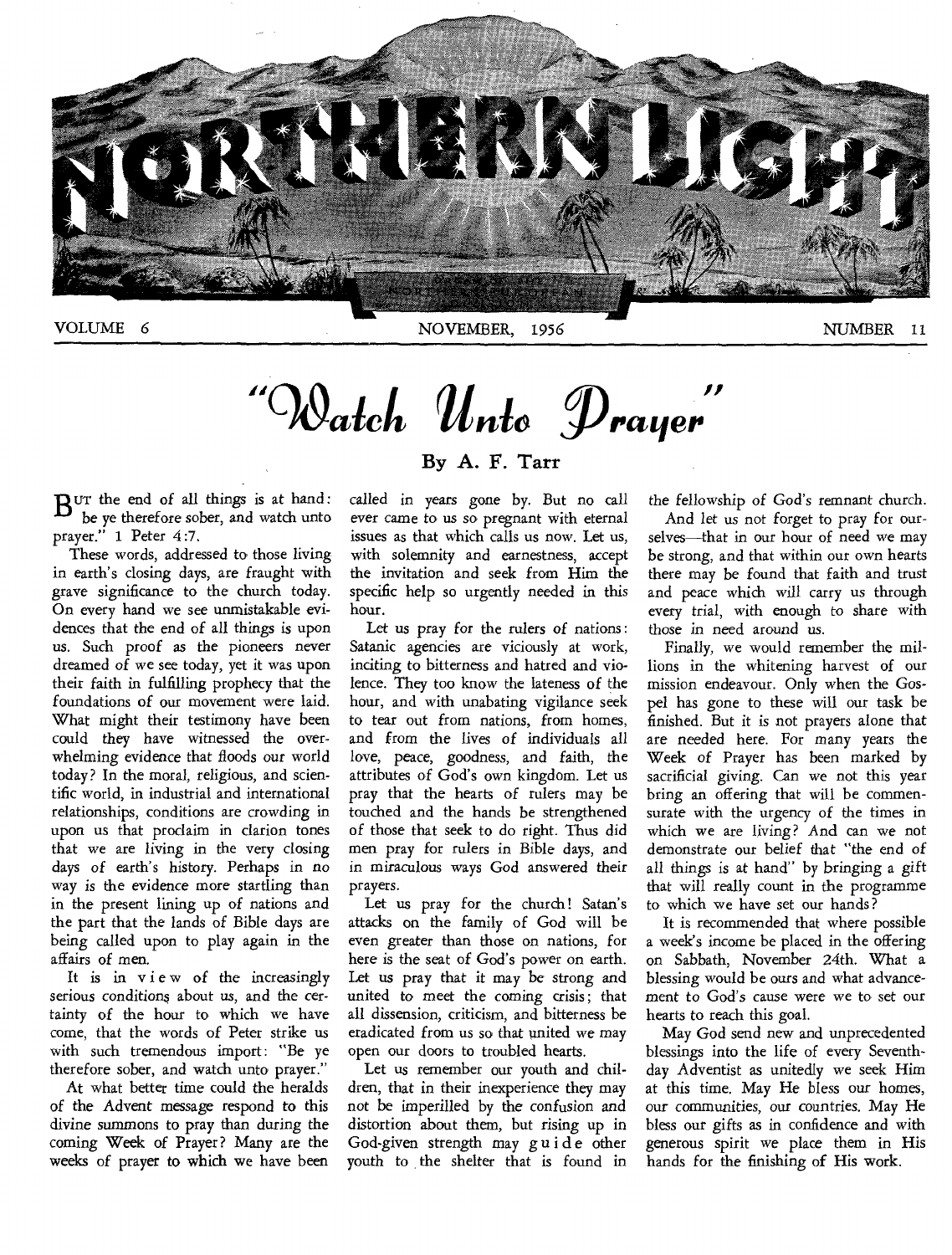# NORTHERN LIGHT

VOLUME 6 NOVEMBER, 1956 NUMBER 11

# "Watch Unto Prayer"

### By A. F. Tarr

BUT the end of all things is at hand: be ye therefore sober, and watch unto prayer." 1 Peter 4:7.

These words, addressed to those living in earth's closing days, are fraught with grave significance to the church today. On every hand we see unmistakable evidences that the end of all things is upon us. Such proof as the pioneers never dreamed of we see today, yet it was upon their faith in fulfilling prophecy that the foundations of our movement were laid. What might their testimony have been could they have witnessed the overwhelming evidence that floods our world today? In the moral, religious, and scientific world, in industrial and international relationships, conditions are crowding in upon us that proclaim in clarion tones that we are living in the very closing days of earth's history. Perhaps in no way is the evidence more startling than in the present lining up of nations and the part that the lands of Bible days are being called upon to play again in the affairs of men.

It is in view of the increasingly serious conditions about us, and the certainty of the hour to which we have come, that the words of Peter strike us with such tremendous import: "Be ye therefore sober, and watch unto prayer."

At what better time could the heralds of the Advent message respond to this divine summons to pray than during the coming Week of Prayer? Many are the weeks of prayer to which we have been called in years gone by. But no call ever came to us so pregnant with eternal issues as that which calls us now. Let us, with solemnity and earnestness, accept the invitation and seek from Him the specific help so urgently needed in this hour.

Let us pray for the rulers of nations: Satanic agencies are viciously at work, inciting to bitterness and hatred and violence. They too know the lateness of the hour, and with unabating vigilance seek to tear out from nations, from homes, and from the lives of individuals all love, peace, goodness, and faith, the attributes of God's own kingdom. Let us pray that the hearts of rulers may be touched and the hands be strengthened of those that seek to do right. Thus did men pray for rulers in Bible days, and in miraculous ways God answered their prayers.

Let us pray for the church! Satan's attacks on the family of God will be even greater than those on nations, for here is the seat of God's power on earth. Let us pray that it may be strong and united to meet the coming crisis; that all dissension, criticism, and bitterness be eradicated from us so that united we may open our doors to troubled hearts.

Let us remember our youth and children, that in their inexperience they may not be imperilled by the confusion and distortion about them, but rising up in God-given strength may guide other youth to the shelter that is found in the fellowship of God's remnant church.

And let us not forget to pray for ourselves—that in our hour of need we may be strong, and that within our own hearts there may be found that faith and trust and peace which will carry us through every trial, with enough to share with those in need around us.

Finally, we would remember the millions in the whitening harvest of our mission endeavour. Only when the Gospel has gone to these will our task be finished. But it is not prayers alone that are needed here. For many years the Week of Prayer has been marked by sacrificial giving. Can we not this year bring an offering that will be commensurate with the urgency of the times in which we are living? And can we not demonstrate our belief that "the end of all things is at hand" by bringing a gift that will really count in the programme to which we have set our hands?

It is recommended that where possible a week's income be placed in the offering on Sabbath, November 24th. What a blessing would be ours and what advancement to God's cause were we to set our hearts to reach this goal.

May God send new and unprecedented blessings into the life of every Seventh-day Adventist as unitedly we seek Him at this time. May He bless our homes, our communities, our countries. May He bless our gifts as in confidence and with generous spirit we place them in His hands for the finishing of His work.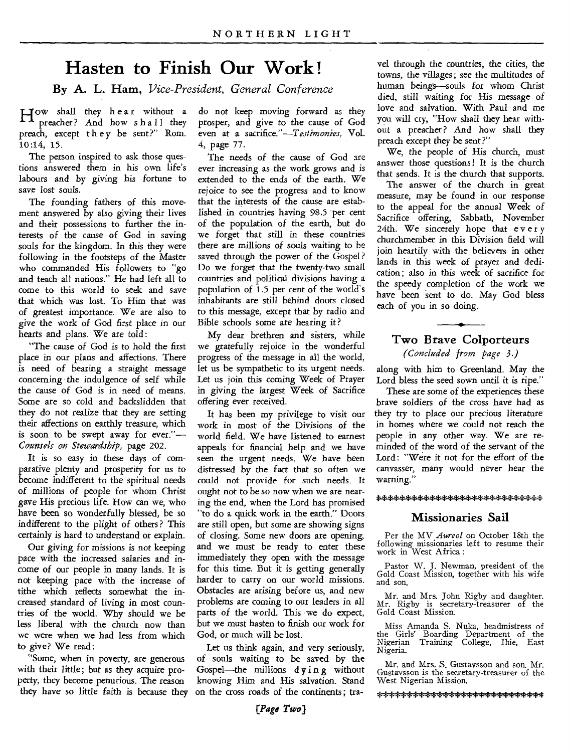# Hasten to Finish Our Work!

**By A. L. Ham,** *Vice-President, General Conference*

How shall they hear without a preacher? And how shall they preach, except they be sent?" Rom. 10:14, 15.

The person inspired to ask those questions answered them in his own life's labours and by giving his fortune to save lost souls.

The founding fathers of this movement answered by also giving their lives and their possessions to further the interests of the cause of God in saving souls for the kingdom. In this they were following in the footsteps of the Master who commanded His followers to "go and teach all nations." He had left all to come to this world to seek and save that which was lost. To Him that was of greatest importance. We are also to give the work of God first place in our hearts and plans. We are told:

"The cause of God is to hold the first place in our plans and affections. There is need of bearing a straight message concerning the indulgence of self while the cause of God is in need of means. Some are so cold and backslidden that they do not realize that they are setting their affections on earthly treasure, which is soon to be swept away for ever."—*Counsels on Stewardship,* page 202.

It is so easy in these days of comparative plenty and prosperity for us to become indifferent to the spiritual needs of millions of people for whom Christ gave His precious life. How can we, who have been so wonderfully blessed, be so indifferent to the plight of others? This certainly is hard to understand or explain.

Our giving for missions is not keeping pace with the increased salaries and income of our people in many lands. It is not keeping pace with the increase of tithe which reflects somewhat the increased standard of living in most countries of the world. Why should we be less liberal with the church now than we were when we had less from which to give? We read:

"Some, when in poverty, are generous with their little; but as they acquire property, they become penurious. The reason they have so little faith is because they do not keep moving forward as they prosper, and give to the cause of God even at a sacrifice."—*Testimonies,* Vol. 4, page 77.

The needs of the cause of God are ever increasing as the work grows and is extended to the ends of the earth. We rejoice to see the progress and to know that the interests of the cause are established in countries having 98.5 per cent of the population of the earth, but do we forget that still in these countries there are millions of souls waiting to be saved through the power of the Gospel? Do we forget that the twenty-two small countries and political divisions having a population of 1.5 per cent of the world's inhabitants are still behind doors closed to this message, except that by radio and Bible schools some are hearing it?

My dear brethren and sisters, while we gratefully rejoice in the wonderful progress of the message in all the world, let us be sympathetic to its urgent needs. Let us join this coming Week of Prayer in giving the largest Week of Sacrifice offering ever received.

It has been my privilege to visit our work in most of the Divisions of the world field. We have listened to earnest appeals for financial help and we have seen the urgent needs. We have been distressed by the fact that so often we could not provide for such needs. It ought not to be so now when we are nearing the end, when the Lord has promised "to do a quick work in the earth." Doors are still open, but some are showing signs of closing. Some new doors are opening, and we must be ready to enter these immediately they open with the message for this time. But it is getting generally harder to carry on our world missions. Obstacles are arising before us, and new problems are coming to our leaders in all parts of the world. This we do expect, but we must hasten to finish our work for God, or much will be lost.

Let us think again, and very seriously, of souls waiting to be saved by the Gospel—the millions dying without knowing Him and His salvation. Stand on the cross roads of the continents; travel through the countries, the cities, the towns, the villages; see the multitudes of human beings—souls for whom Christ died, still waiting for His message of love and salvation. With Paul and me you will cry, "How shall they hear without a preacher? And how shall they preach except they be sent?"

We, the people of His church, must answer those questions! It is the church that sends. It is the church that supports.

The answer of the church in great measure, may be found in our response to the appeal for the annual Week of Sacrifice offering, Sabbath, November 24th. We sincerely hope that every churchmember in this Division field will join heartily with the believers in other lands in this week of prayer and dedication; also in this week of sacrifice for the speedy completion of the work we have been sent to do. May God bless each of you in so doing.

## Two Brave Colporteurs

*(Concluded from page 3.)*

along with him to Greenland. May the Lord bless the seed sown until it is ripe."

These are some of the experiences these brave soldiers of the cross have had as they try to place our precious literature in homes where we could not reach the people in any other way. We are reminded of the word of the servant of the Lord: "Were it not for the effort of the canvasser, many would never hear the warning."

## Missionaries Sail

Per the MV *Aureol* on October 18th the following missionaries left to resume their work in West Africa:

Pastor W. J. Newman, president of the Gold Coast Mission, together with his wife and son.

Mr. and Mrs. John Rigby and daughter. Mr. Rigby is secretary-treasurer of the Gold Coast Mission.

Miss Amanda S. Nuka, headmistress of the Girls' Boarding Department of the Nigerian Training College, Ihie, East Nigeria.

Mr. and Mrs. S. Gustavsson and son. Mr. Gustavsson is the secretary-treasurer of the West Nigerian Mission.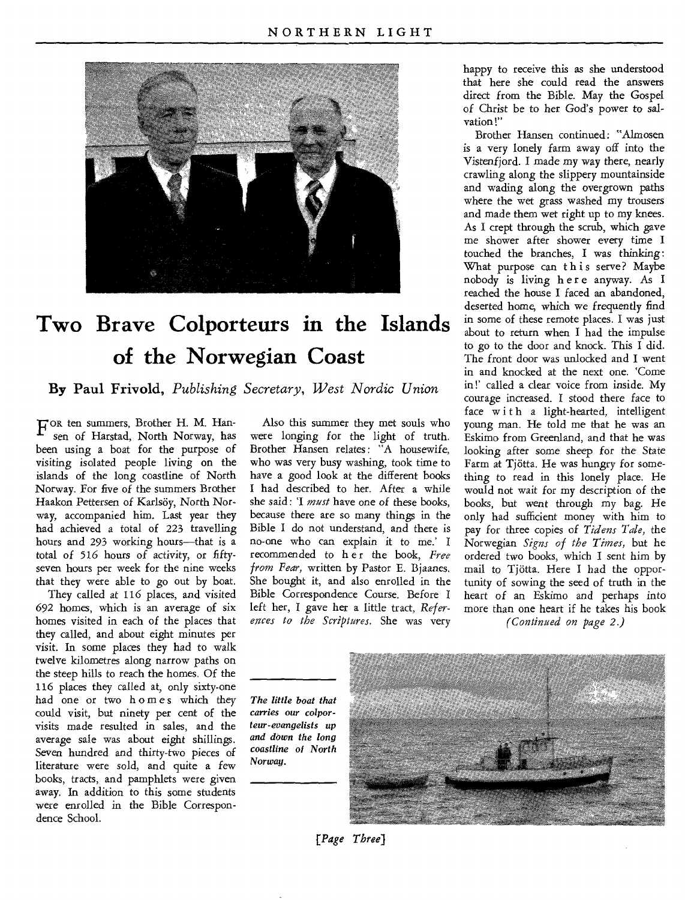# Two Brave Colporteurs in the Islands of the Norwegian Coast

**By Paul Frivold,** *Publishing Secretary, West Nordic Union*

FOR ten summers, Brother H. M. Hansen of Harstad, North Norway, has been using a boat for the purpose of visiting isolated people living on the islands of the long coastline of North Norway. For five of the summers Brother Haakon Pettersen of Karlsöy, North Norway, accompanied him. Last year they had achieved a total of 223 travelling hours and 293 working hours—that is a total of 516 hours of activity, or fifty-seven hours per week for the nine weeks that they were able to go out by boat.

They called at 116 places, and visited 692 homes, which is an average of six homes visited in each of the places that they called, and about eight minutes per visit. In some places they had to walk twelve kilometres along narrow paths on the steep hills to reach the homes. Of the 116 places they called at, only sixty-one had one or two homes which they could visit, but ninety per cent of the visits made resulted in sales, and the average sale was about eight shillings. Seven hundred and thirty-two pieces of literature were sold, and quite a few books, tracts, and pamphlets were given away. In addition to this some students were enrolled in the Bible Correspondence School.

Also this summer they met souls who were longing for the light of truth. Brother Hansen relates: "A housewife, who was very busy washing, took time to have a good look at the different books I had described to her. After a while she said: 'I *must* have one of these books, because there are so many things in the Bible I do not understand, and there is no-one who can explain it to me.' I recommended to her the book, *Free from Fear*, written by Pastor E. Bjaanes. She bought it, and also enrolled in the Bible Correspondence Course. Before I left her, I gave her a little tract, *References to the Scriptures*. She was very happy to receive this as she understood that here she could read the answers direct from the Bible. May the Gospel of Christ be to her God's power to salvation!"

Brother Hansen continued: "Almosen is a very lonely farm away off into the Vistenfjord. I made my way there, nearly crawling along the slippery mountainside and wading along the overgrown paths where the wet grass washed my trousers and made them wet right up to my knees. As I crept through the scrub, which gave me shower after shower every time I touched the branches, I was thinking: What purpose can this serve? Maybe nobody is living here anyway. As I reached the house I faced an abandoned, deserted home, which we frequently find in some of these remote places. I was just about to return when I had the impulse to go to the door and knock. This I did. The front door was unlocked and I went in and knocked at the next one. 'Come in!' called a clear voice from inside. My courage increased. I stood there face to face with a light-hearted, intelligent young man. He told me that he was an Eskimo from Greenland, and that he was looking after some sheep for the State Farm at Tjötta. He was hungry for something to read in this lonely place. He would not wait for my description of the books, but went through my bag. He only had sufficient money with him to pay for three copies of *Tidens Tale,* the Norwegian *Signs of the Times,* but he ordered two books, which I sent him by mail to Tjötta. Here I had the opportunity of sowing the seed of truth in the heart of an Eskimo and perhaps into more than one heart if he takes his book

*(Continued on page 2.)*

***The little boat that carries our colporteur-evangelists up and down the long coastline of North Norway.***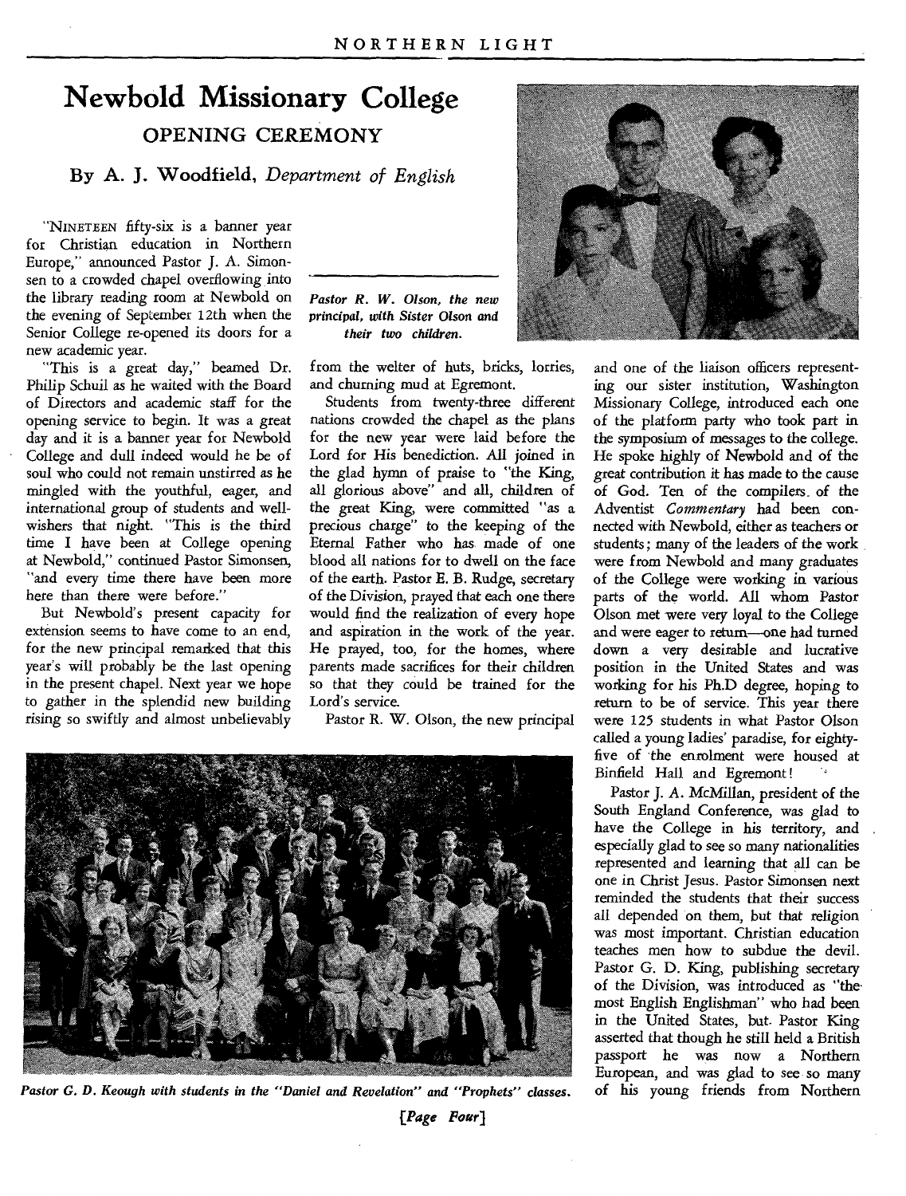# Newbold Missionary College

## OPENING CEREMONY

### By A. J. Woodfield, *Department of English*

"NINETEEN fifty-six is a banner year for Christian education in Northern Europe," announced Pastor J. A. Simonsen to a crowded chapel overflowing into the library reading room at Newbold on the evening of September 12th when the Senior College re-opened its doors for a new academic year.

"This is a great day," beamed Dr. Philip Schuil as he waited with the Board of Directors and academic staff for the opening service to begin. It was a great day and it is a banner year for Newbold College and dull indeed would he be of soul who could not remain unstirred as he mingled with the youthful, eager, and international group of students and well-wishers that night. "This is the third time I have been at College opening at Newbold," continued Pastor Simonsen, "and every time there have been more here than there were before."

But Newbold's present capacity for extension seems to have come to an end, for the new principal remarked that this year's will probably be the last opening in the present chapel. Next year we hope to gather in the splendid new building rising so swiftly and almost unbelievably from the welter of huts, bricks, lorries, and churning mud at Egremont.

*Pastor R. W. Olson, the new principal, with Sister Olson and their two children.*

Students from twenty-three different nations crowded the chapel as the plans for the new year were laid before the Lord for His benediction. All joined in the glad hymn of praise to "the King, all glorious above" and all, children of the great King, were committed "as a precious charge" to the keeping of the Eternal Father who has made of one blood all nations for to dwell on the face of the earth. Pastor E. B. Rudge, secretary of the Division, prayed that each one there would find the realization of every hope and aspiration in the work of the year. He prayed, too, for the homes, where parents made sacrifices for their children so that they could be trained for the Lord's service.

Pastor R. W. Olson, the new principal and one of the liaison officers representing our sister institution, Washington Missionary College, introduced each one of the platform party who took part in the symposium of messages to the college. He spoke highly of Newbold and of the great contribution it has made to the cause of God. Ten of the compilers of the Adventist *Commentary* had been connected with Newbold, either as teachers or students; many of the leaders of the work were from Newbold and many graduates of the College were working in various parts of the world. All whom Pastor Olson met were very loyal to the College and were eager to return—one had turned down a very desirable and lucrative position in the United States and was working for his Ph.D degree, hoping to return to be of service. This year there were 125 students in what Pastor Olson called a young ladies' paradise, for eighty-five of the enrolment were housed at Binfield Hall and Egremont!

Pastor J. A. McMillan, president of the South England Conference, was glad to have the College in his territory, and especially glad to see so many nationalities represented and learning that all can be one in Christ Jesus. Pastor Simonsen next reminded the students that their success all depended on them, but that religion was most important. Christian education teaches men how to subdue the devil. Pastor G. D. King, publishing secretary of the Division, was introduced as "the most English Englishman" who had been in the United States, but Pastor King asserted that though he still held a British passport he was now a Northern European, and was glad to see so many of his young friends from Northern

*Pastor G. D. Keough with students in the "Daniel and Revelation" and "Prophets" classes.*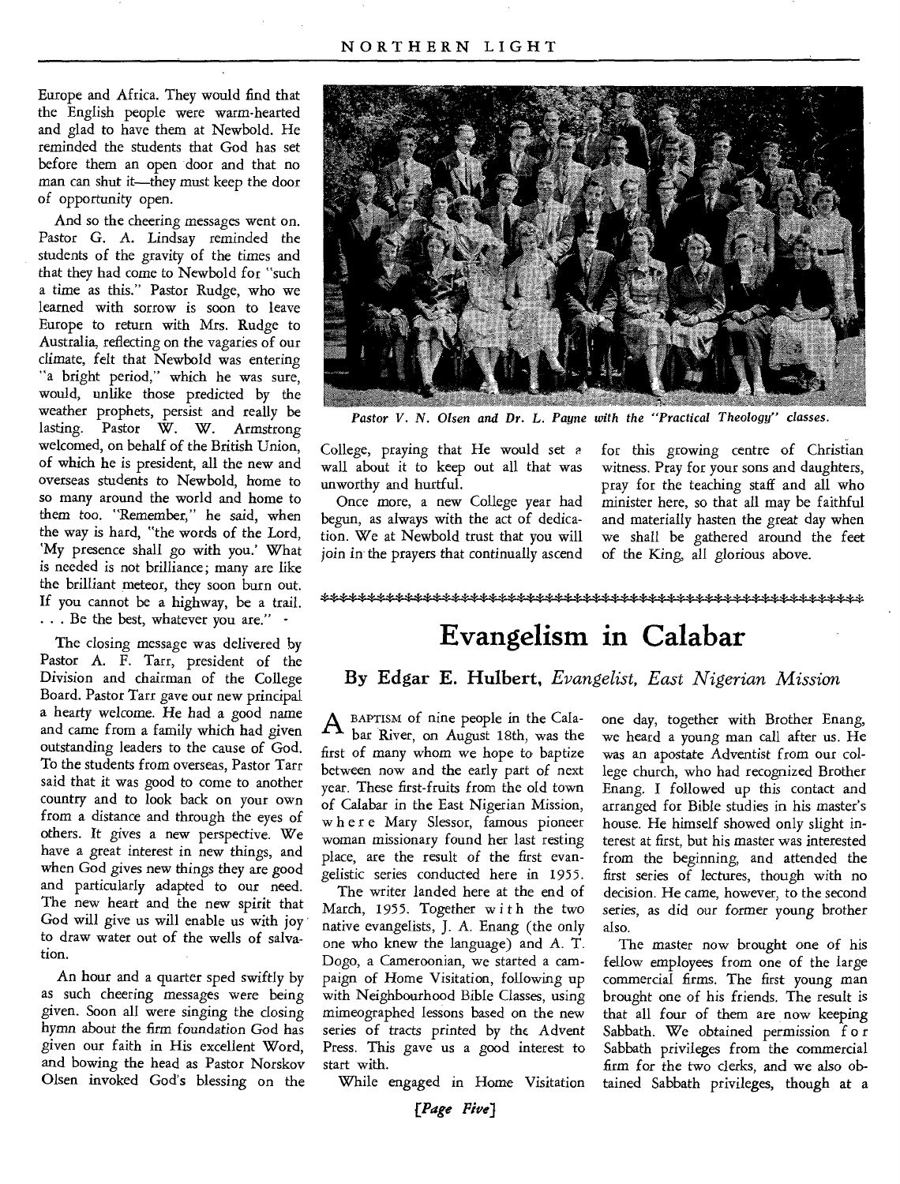Europe and Africa. They would find that the English people were warm-hearted and glad to have them at Newbold. He reminded the students that God has set before them an open door and that no man can shut it—they must keep the door of opportunity open.

And so the cheering messages went on. Pastor G. A. Lindsay reminded the students of the gravity of the times and that they had come to Newbold for "such a time as this." Pastor Rudge, who we learned with sorrow is soon to leave Europe to return with Mrs. Rudge to Australia, reflecting on the vagaries of our climate, felt that Newbold was entering "a bright period," which he was sure, would, unlike those predicted by the weather prophets, persist and really be lasting. Pastor W. W. Armstrong welcomed, on behalf of the British Union, of which he is president, all the new and overseas students to Newbold, home to so many around the world and home to them too. "Remember," he said, when the way is hard, "the words of the Lord, 'My presence shall go with you.' What is needed is not brilliance; many are like the brilliant meteor, they soon burn out. If you cannot be a highway, be a trail. . . . Be the best, whatever you are."

The closing message was delivered by Pastor A. F. Tarr, president of the Division and chairman of the College Board. Pastor Tarr gave our new principal a hearty welcome. He had a good name and came from a family which had given outstanding leaders to the cause of God. To the students from overseas, Pastor Tarr said that it was good to come to another country and to look back on your own from a distance and through the eyes of others. It gives a new perspective. We have a great interest in new things, and when God gives new things they are good and particularly adapted to our need. The new heart and the new spirit that God will give us will enable us with joy to draw water out of the wells of salvation.

An hour and a quarter sped swiftly by as such cheering messages were being given. Soon all were singing the closing hymn about the firm foundation God has given our faith in His excellent Word, and bowing the head as Pastor Norskov Olsen invoked God's blessing on the College, praying that He would set a wall about it to keep out all that was unworthy and hurtful.

Once more, a new College year had begun, as always with the act of dedication. We at Newbold trust that you will join in the prayers that continually ascend for this growing centre of Christian witness. Pray for your sons and daughters, pray for the teaching staff and all who minister here, so that all may be faithful and materially hasten the great day when we shall be gathered around the feet of the King, all glorious above.

*Pastor V. N. Olsen and Dr. L. Payne with the "Practical Theology" classes.*

# Evangelism in Calabar

### By Edgar E. Hulbert, *Evangelist, East Nigerian Mission*

A BAPTISM of nine people in the Calabar River, on August 18th, was the first of many whom we hope to baptize between now and the early part of next year. These first-fruits from the old town of Calabar in the East Nigerian Mission, where Mary Slessor, famous pioneer woman missionary found her last resting place, are the result of the first evangelistic series conducted here in 1955.

The writer landed here at the end of March, 1955. Together with the two native evangelists, J. A. Enang (the only one who knew the language) and A. T. Dogo, a Cameroonian, we started a campaign of Home Visitation, following up with Neighbourhood Bible Classes, using mimeographed lessons based on the new series of tracts printed by the Advent Press. This gave us a good interest to start with.

While engaged in Home Visitation one day, together with Brother Enang, we heard a young man call after us. He was an apostate Adventist from our college church, who had recognized Brother Enang. I followed up this contact and arranged for Bible studies in his master's house. He himself showed only slight interest at first, but his master was interested from the beginning, and attended the first series of lectures, though with no decision. He came, however, to the second series, as did our former young brother also.

The master now brought one of his fellow employees from one of the large commercial firms. The first young man brought one of his friends. The result is that all four of them are now keeping Sabbath. We obtained permission for Sabbath privileges from the commercial firm for the two clerks, and we also obtained Sabbath privileges, though at a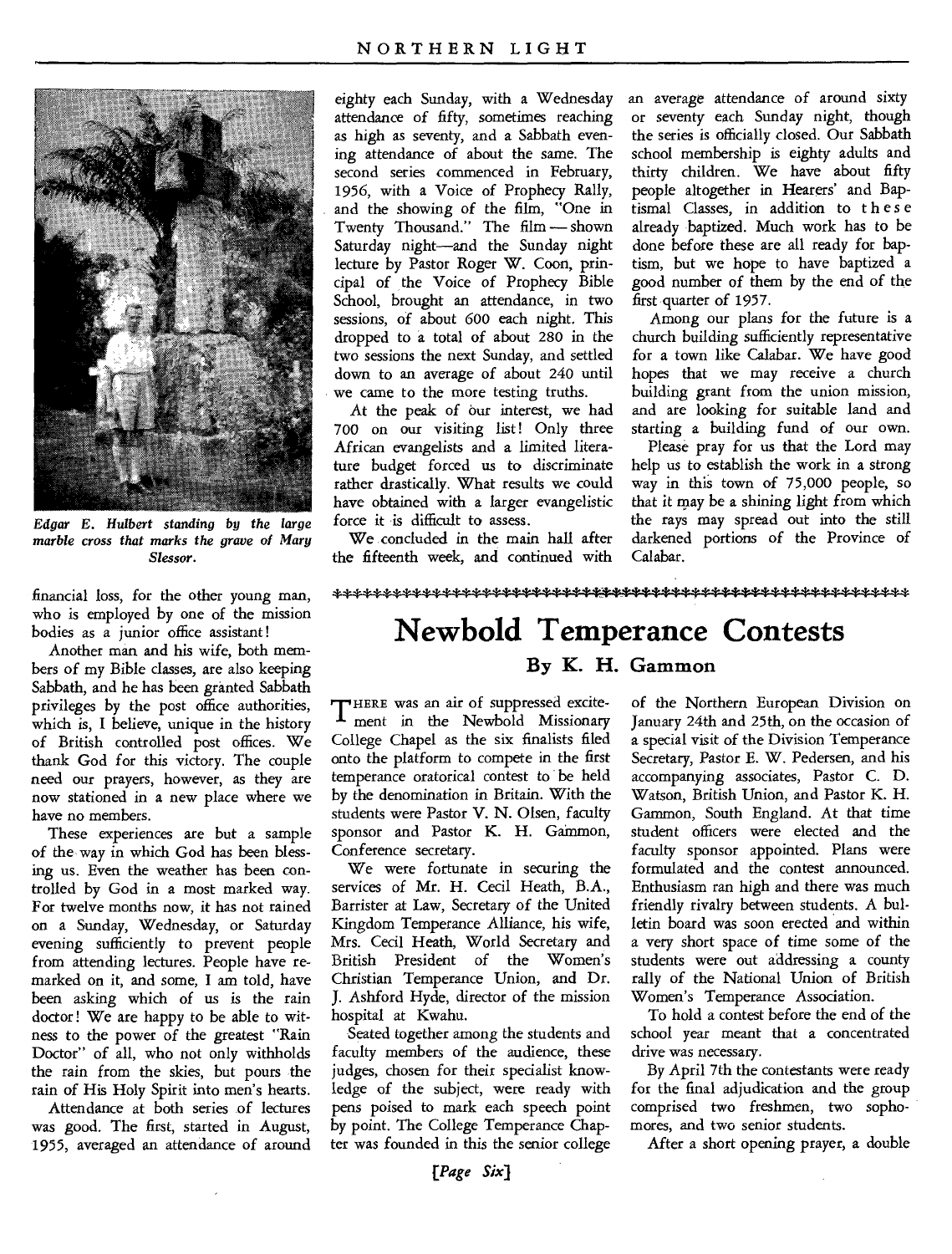*Edgar E. Hulbert standing by the large marble cross that marks the grave of Mary Slessor.*

financial loss, for the other young man, who is employed by one of the mission bodies as a junior office assistant!

Another man and his wife, both members of my Bible classes, are also keeping Sabbath, and he has been granted Sabbath privileges by the post office authorities, which is, I believe, unique in the history of British controlled post offices. We thank God for this victory. The couple need our prayers, however, as they are now stationed in a new place where we have no members.

These experiences are but a sample of the way in which God has been blessing us. Even the weather has been controlled by God in a most marked way. For twelve months now, it has not rained on a Sunday, Wednesday, or Saturday evening sufficiently to prevent people from attending lectures. People have remarked on it, and some, I am told, have been asking which of us is the rain doctor! We are happy to be able to witness to the power of the greatest "Rain Doctor" of all, who not only withholds the rain from the skies, but pours the rain of His Holy Spirit into men's hearts.

Attendance at both series of lectures was good. The first, started in August, 1955, averaged an attendance of around eighty each Sunday, with a Wednesday attendance of fifty, sometimes reaching as high as seventy, and a Sabbath evening attendance of about the same. The second series commenced in February, 1956, with a Voice of Prophecy Rally, and the showing of the film, "One in Twenty Thousand." The film — shown Saturday night—and the Sunday night lecture by Pastor Roger W. Coon, principal of the Voice of Prophecy Bible School, brought an attendance, in two sessions, of about 600 each night. This dropped to a total of about 280 in the two sessions the next Sunday, and settled down to an average of about 240 until we came to the more testing truths.

At the peak of our interest, we had 700 on our visiting list! Only three African evangelists and a limited literature budget forced us to discriminate rather drastically. What results we could have obtained with a larger evangelistic force it is difficult to assess.

We concluded in the main hall after the fifteenth week, and continued with an average attendance of around sixty or seventy each Sunday night, though the series is officially closed. Our Sabbath school membership is eighty adults and thirty children. We have about fifty people altogether in Hearers' and Baptismal Classes, in addition to these already baptized. Much work has to be done before these are all ready for baptism, but we hope to have baptized a good number of them by the end of the first quarter of 1957.

Among our plans for the future is a church building sufficiently representative for a town like Calabar. We have good hopes that we may receive a church building grant from the union mission, and are looking for suitable land and starting a building fund of our own.

Please pray for us that the Lord may help us to establish the work in a strong way in this town of 75,000 people, so that it may be a shining light from which the rays may spread out into the still darkened portions of the Province of Calabar.

# Newbold Temperance Contests

### By K. H. Gammon

There was an air of suppressed excitement in the Newbold Missionary College Chapel as the six finalists filed onto the platform to compete in the first temperance oratorical contest to be held by the denomination in Britain. With the students were Pastor V. N. Olsen, faculty sponsor and Pastor K. H. Gammon, Conference secretary.

We were fortunate in securing the services of Mr. H. Cecil Heath, B.A., Barrister at Law, Secretary of the United Kingdom Temperance Alliance, his wife, Mrs. Cecil Heath, World Secretary and British President of the Women's Christian Temperance Union, and Dr. J. Ashford Hyde, director of the mission hospital at Kwahu.

Seated together among the students and faculty members of the audience, these judges, chosen for their specialist knowledge of the subject, were ready with pens poised to mark each speech point by point. The College Temperance Chapter was founded in this the senior college of the Northern European Division on January 24th and 25th, on the occasion of a special visit of the Division Temperance Secretary, Pastor E. W. Pedersen, and his accompanying associates, Pastor C. D. Watson, British Union, and Pastor K. H. Gammon, South England. At that time student officers were elected and the faculty sponsor appointed. Plans were formulated and the contest announced. Enthusiasm ran high and there was much friendly rivalry between students. A bulletin board was soon erected and within a very short space of time some of the students were out addressing a county rally of the National Union of British Women's Temperance Association.

To hold a contest before the end of the school year meant that a concentrated drive was necessary.

By April 7th the contestants were ready for the final adjudication and the group comprised two freshmen, two sophomores, and two senior students.

After a short opening prayer, a double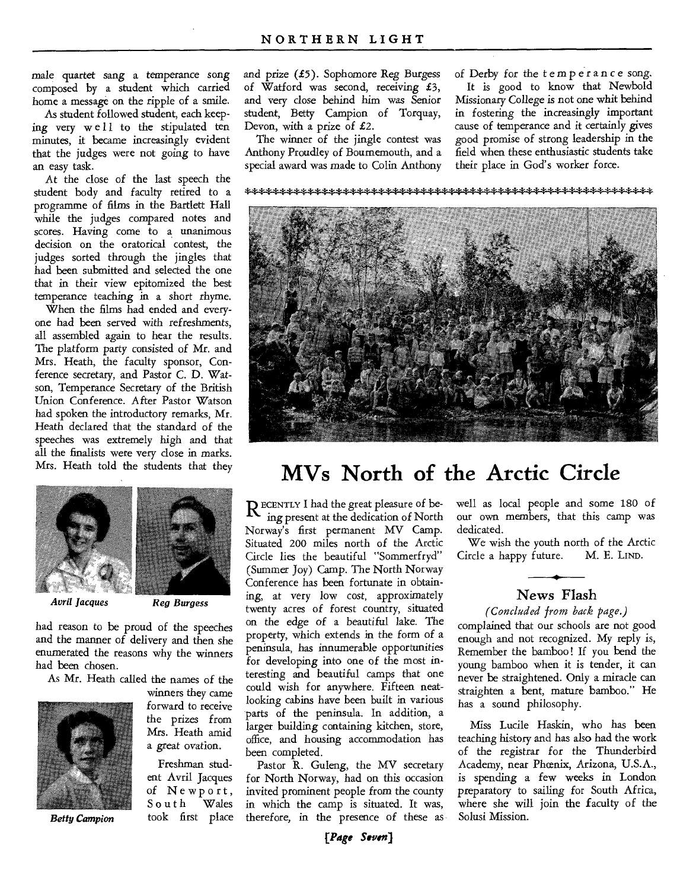male quartet sang a temperance song composed by a student which carried home a message on the ripple of a smile.

As student followed student, each keeping very well to the stipulated ten minutes, it became increasingly evident that the judges were not going to have an easy task.

At the close of the last speech the student body and faculty retired to a programme of films in the Bartlett Hall while the judges compared notes and scores. Having come to a unanimous decision on the oratorical contest, the judges sorted through the jingles that had been submitted and selected the one that in their view epitomized the best temperance teaching in a short rhyme.

When the films had ended and everyone had been served with refreshments, all assembled again to hear the results. The platform party consisted of Mr. and Mrs. Heath, the faculty sponsor, Conference secretary, and Pastor C. D. Watson, Temperance Secretary of the British Union Conference. After Pastor Watson had spoken the introductory remarks, Mr. Heath declared that the standard of the speeches was extremely high and that all the finalists were very close in marks. Mrs. Heath told the students that they had reason to be proud of the speeches and the manner of delivery and then she enumerated the reasons why the winners had been chosen.

*Avril Jacques* *Reg Burgess*

As Mr. Heath called the names of the winners they came forward to receive the prizes from Mrs. Heath amid a great ovation.

*Betty Campion*

Freshman student Avril Jacques of Newport, South Wales took first place and prize (£5). Sophomore Reg Burgess of Watford was second, receiving £3, and very close behind him was Senior student, Betty Campion of Torquay, Devon, with a prize of £2.

The winner of the jingle contest was Anthony Proudley of Bournemouth, and a special award was made to Colin Anthony of Derby for the temperance song.

It is good to know that Newbold Missionary College is not one whit behind in fostering the increasingly important cause of temperance and it certainly gives good promise of strong leadership in the field when these enthusiastic students take their place in God's worker force.

# MVs North of the Arctic Circle

Recently I had the great pleasure of being present at the dedication of North Norway's first permanent MV Camp. Situated 200 miles north of the Arctic Circle lies the beautiful "Sommerfryd" (Summer Joy) Camp. The North Norway Conference has been fortunate in obtaining, at very low cost, approximately twenty acres of forest country, situated on the edge of a beautiful lake. The property, which extends in the form of a peninsula, has innumerable opportunities for developing into one of the most interesting and beautiful camps that one could wish for anywhere. Fifteen neat-looking cabins have been built in various parts of the peninsula. In addition, a larger building containing kitchen, store, office, and housing accommodation has been completed.

Pastor R. Guleng, the MV secretary for North Norway, had on this occasion invited prominent people from the county in which the camp is situated. It was, therefore, in the presence of these as well as local people and some 180 of our own members, that this camp was dedicated.

We wish the youth north of the Arctic Circle a happy future. M. E. Lind.

## News Flash

*(Concluded from back page.)*

complained that our schools are not good enough and not recognized. My reply is, Remember the bamboo! If you bend the young bamboo when it is tender, it can never be straightened. Only a miracle can straighten a bent, mature bamboo." He has a sound philosophy.

Miss Lucile Haskin, who has been teaching history and has also had the work of the registrar for the Thunderbird Academy, near Phœnix, Arizona, U.S.A., is spending a few weeks in London preparatory to sailing for South Africa, where she will join the faculty of the Solusi Mission.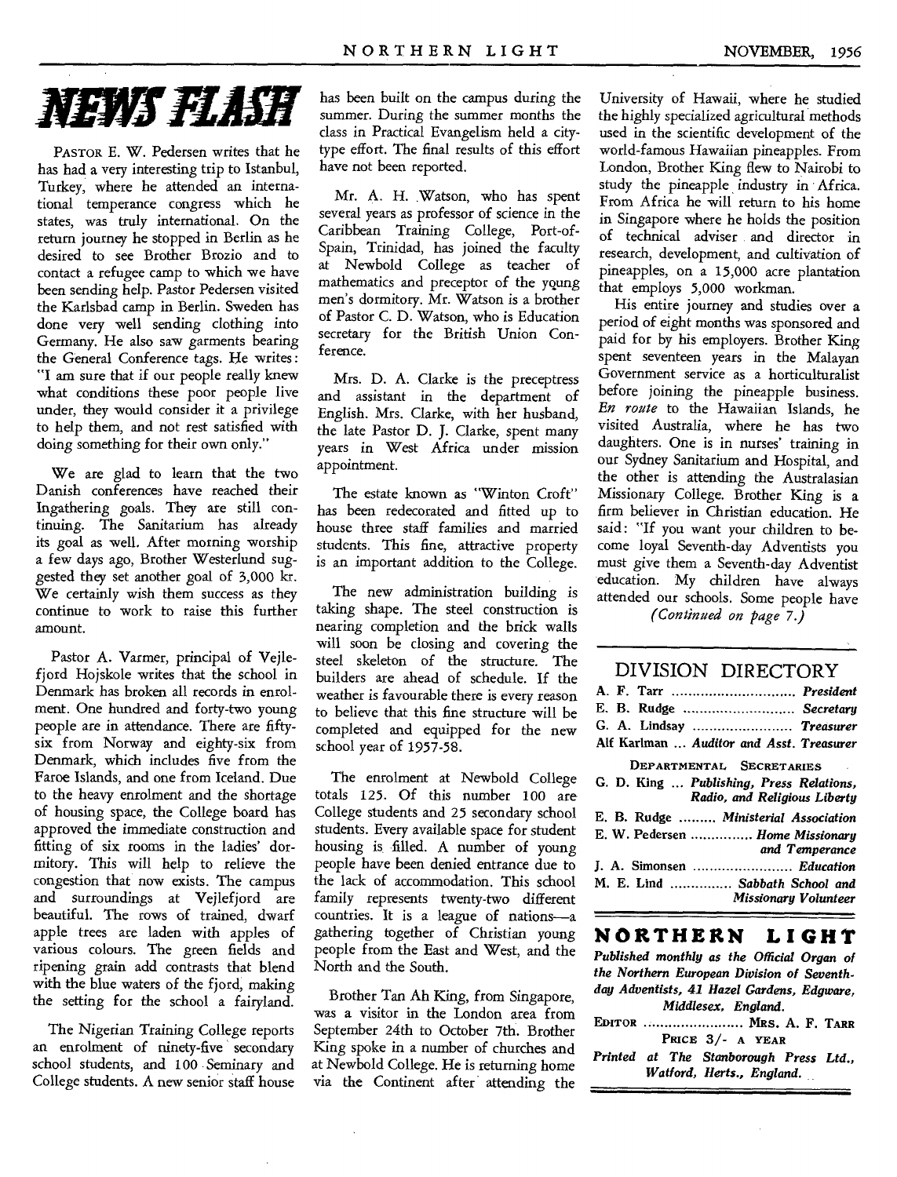# NEWS FLASH

Pastor E. W. Pedersen writes that he has had a very interesting trip to Istanbul, Turkey, where he attended an international temperance congress which he states, was truly international. On the return journey he stopped in Berlin as he desired to see Brother Brozio and to contact a refugee camp to which we have been sending help. Pastor Pedersen visited the Karlsbad camp in Berlin. Sweden has done very well sending clothing into Germany. He also saw garments bearing the General Conference tags. He writes: "I am sure that if our people really knew what conditions these poor people live under, they would consider it a privilege to help them, and not rest satisfied with doing something for their own only."

We are glad to learn that the two Danish conferences have reached their Ingathering goals. They are still continuing. The Sanitarium has already its goal as well. After morning worship a few days ago, Brother Westerlund suggested they set another goal of 3,000 kr. We certainly wish them success as they continue to work to raise this further amount.

Pastor A. Varmer, principal of Vejlefjord Hojskole writes that the school in Denmark has broken all records in enrolment. One hundred and forty-two young people are in attendance. There are fifty-six from Norway and eighty-six from Denmark, which includes five from the Faroe Islands, and one from Iceland. Due to the heavy enrolment and the shortage of housing space, the College board has approved the immediate construction and fitting of six rooms in the ladies' dormitory. This will help to relieve the congestion that now exists. The campus and surroundings at Vejlefjord are beautiful. The rows of trained, dwarf apple trees are laden with apples of various colours. The green fields and ripening grain add contrasts that blend with the blue waters of the fjord, making the setting for the school a fairyland.

The Nigerian Training College reports an enrolment of ninety-five secondary school students, and 100 Seminary and College students. A new senior staff house has been built on the campus during the summer. During the summer months the class in Practical Evangelism held a city-type effort. The final results of this effort have not been reported.

Mr. A. H. Watson, who has spent several years as professor of science in the Caribbean Training College, Port-of-Spain, Trinidad, has joined the faculty at Newbold College as teacher of mathematics and preceptor of the young men's dormitory. Mr. Watson is a brother of Pastor C. D. Watson, who is Education secretary for the British Union Conference.

Mrs. D. A. Clarke is the preceptress and assistant in the department of English. Mrs. Clarke, with her husband, the late Pastor D. J. Clarke, spent many years in West Africa under mission appointment.

The estate known as "Winton Croft" has been redecorated and fitted up to house three staff families and married students. This fine, attractive property is an important addition to the College.

The new administration building is taking shape. The steel construction is nearing completion and the brick walls will soon be closing and covering the steel skeleton of the structure. The builders are ahead of schedule. If the weather is favourable there is every reason to believe that this fine structure will be completed and equipped for the new school year of 1957-58.

The enrolment at Newbold College totals 125. Of this number 100 are College students and 25 secondary school students. Every available space for student housing is filled. A number of young people have been denied entrance due to the lack of accommodation. This school family represents twenty-two different countries. It is a league of nations—a gathering together of Christian young people from the East and West, and the North and the South.

Brother Tan Ah King, from Singapore, was a visitor in the London area from September 24th to October 7th. Brother King spoke in a number of churches and at Newbold College. He is returning home via the Continent after attending the University of Hawaii, where he studied the highly specialized agricultural methods used in the scientific development of the world-famous Hawaiian pineapples. From London, Brother King flew to Nairobi to study the pineapple industry in Africa. From Africa he will return to his home in Singapore where he holds the position of technical adviser and director in research, development, and cultivation of pineapples, on a 15,000 acre plantation that employs 5,000 workman.

His entire journey and studies over a period of eight months was sponsored and paid for by his employers. Brother King spent seventeen years in the Malayan Government service as a horticulturalist before joining the pineapple business. *En route* to the Hawaiian Islands, he visited Australia, where he has two daughters. One is in nurses' training in our Sydney Sanitarium and Hospital, and the other is attending the Australasian Missionary College. Brother King is a firm believer in Christian education. He said: "If you want your children to become loyal Seventh-day Adventists you must give them a Seventh-day Adventist education. My children have always attended our schools. Some people have

*(Continued on page 7.)*

## DIVISION DIRECTORY

A. F. Tarr ... *President*
E. B. Rudge ... *Secretary*
G. A. Lindsay ... *Treasurer*
Alf Karlman ... *Auditor and Asst. Treasurer*

DEPARTMENTAL SECRETARIES

G. D. King ... *Publishing, Press Relations, Radio, and Religious Liberty*
E. B. Rudge ... *Ministerial Association*
E. W. Pedersen ... *Home Missionary and Temperance*
J. A. Simonsen ... *Education*
M. E. Lind ... *Sabbath School and Missionary Volunteer*

## NORTHERN LIGHT

*Published monthly as the Official Organ of the Northern European Division of Seventh-day Adventists, 41 Hazel Gardens, Edgware, Middlesex, England.*

EDITOR ... MRS. A. F. TARR

PRICE 3/- A YEAR

*Printed at The Stanborough Press Ltd., Watford, Herts., England.*